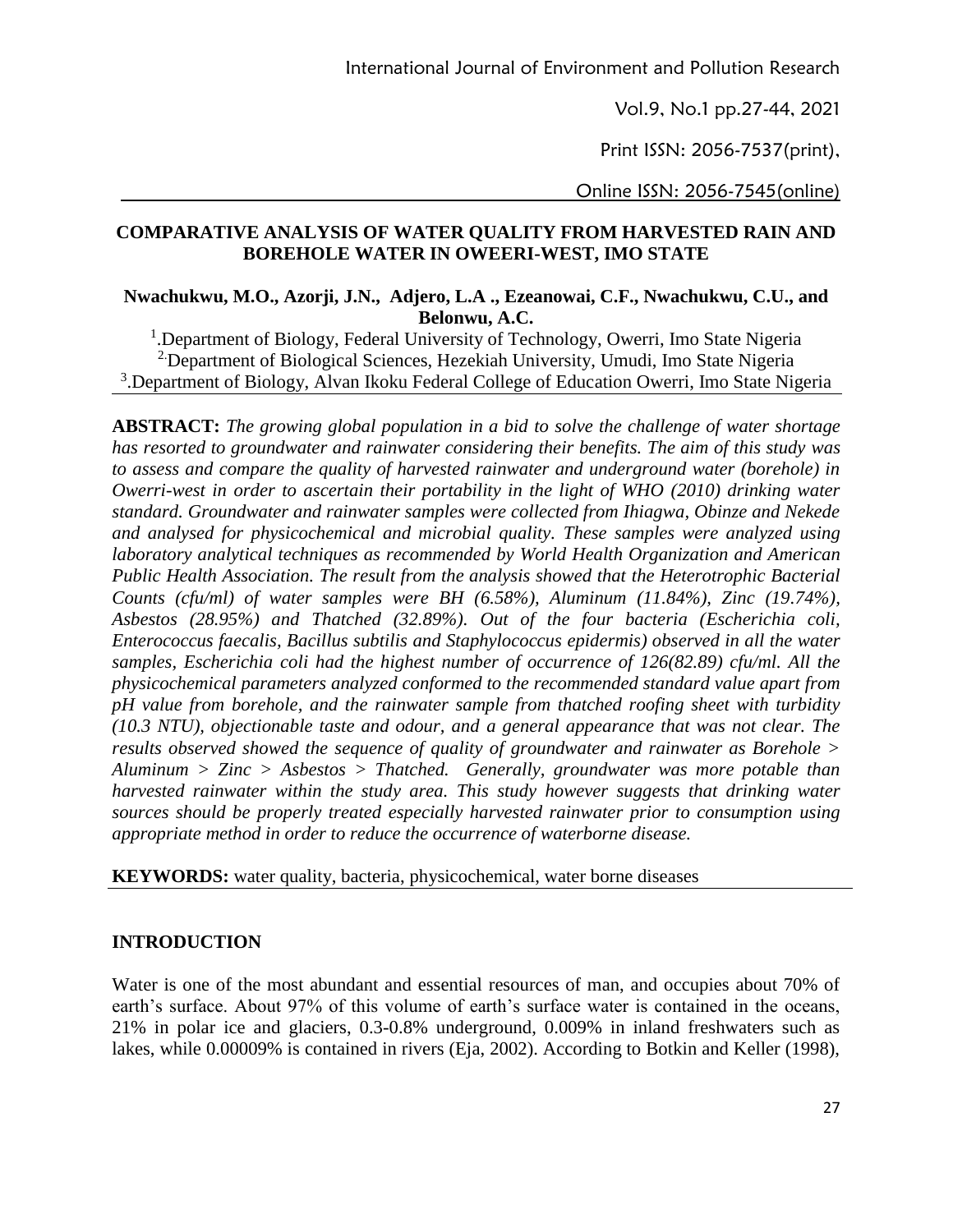# COMPARATIVE ANALYSIS OF WATER QUALITY FROM HARVESTED RAIN AND BOREHOLE WATER IN OWEERI-WEST, IMO STATE

**Nwachukwu, M.O., Azorji, J.N., Adjero, L.A ., Ezeanowai, C.F., Nwachukwu, C.U., and Belonwu, A.C.**

[1].Department of Biology, Federal University of Technology, Owerri, Imo State Nigeria
[2].Department of Biological Sciences, Hezekiah University, Umudi, Imo State Nigeria
[3].Department of Biology, Alvan Ikoku Federal College of Education Owerri, Imo State Nigeria

**ABSTRACT:** *The growing global population in a bid to solve the challenge of water shortage has resorted to groundwater and rainwater considering their benefits. The aim of this study was to assess and compare the quality of harvested rainwater and underground water (borehole) in Owerri-west in order to ascertain their portability in the light of WHO (2010) drinking water standard. Groundwater and rainwater samples were collected from Ihiagwa, Obinze and Nekede and analysed for physicochemical and microbial quality. These samples were analyzed using laboratory analytical techniques as recommended by World Health Organization and American Public Health Association. The result from the analysis showed that the Heterotrophic Bacterial Counts (cfu/ml) of water samples were BH (6.58%), Aluminum (11.84%), Zinc (19.74%), Asbestos (28.95%) and Thatched (32.89%). Out of the four bacteria (Escherichia coli, Enterococcus faecalis, Bacillus subtilis and Staphylococcus epidermis) observed in all the water samples, Escherichia coli had the highest number of occurrence of 126(82.89) cfu/ml. All the physicochemical parameters analyzed conformed to the recommended standard value apart from pH value from borehole, and the rainwater sample from thatched roofing sheet with turbidity (10.3 NTU), objectionable taste and odour, and a general appearance that was not clear. The results observed showed the sequence of quality of groundwater and rainwater as Borehole > Aluminum > Zinc > Asbestos > Thatched. Generally, groundwater was more potable than harvested rainwater within the study area. This study however suggests that drinking water sources should be properly treated especially harvested rainwater prior to consumption using appropriate method in order to reduce the occurrence of waterborne disease.*

**KEYWORDS:** water quality, bacteria, physicochemical, water borne diseases

## INTRODUCTION

Water is one of the most abundant and essential resources of man, and occupies about 70% of earth's surface. About 97% of this volume of earth's surface water is contained in the oceans, 21% in polar ice and glaciers, 0.3-0.8% underground, 0.009% in inland freshwaters such as lakes, while 0.00009% is contained in rivers (Eja, 2002). According to Botkin and Keller (1998),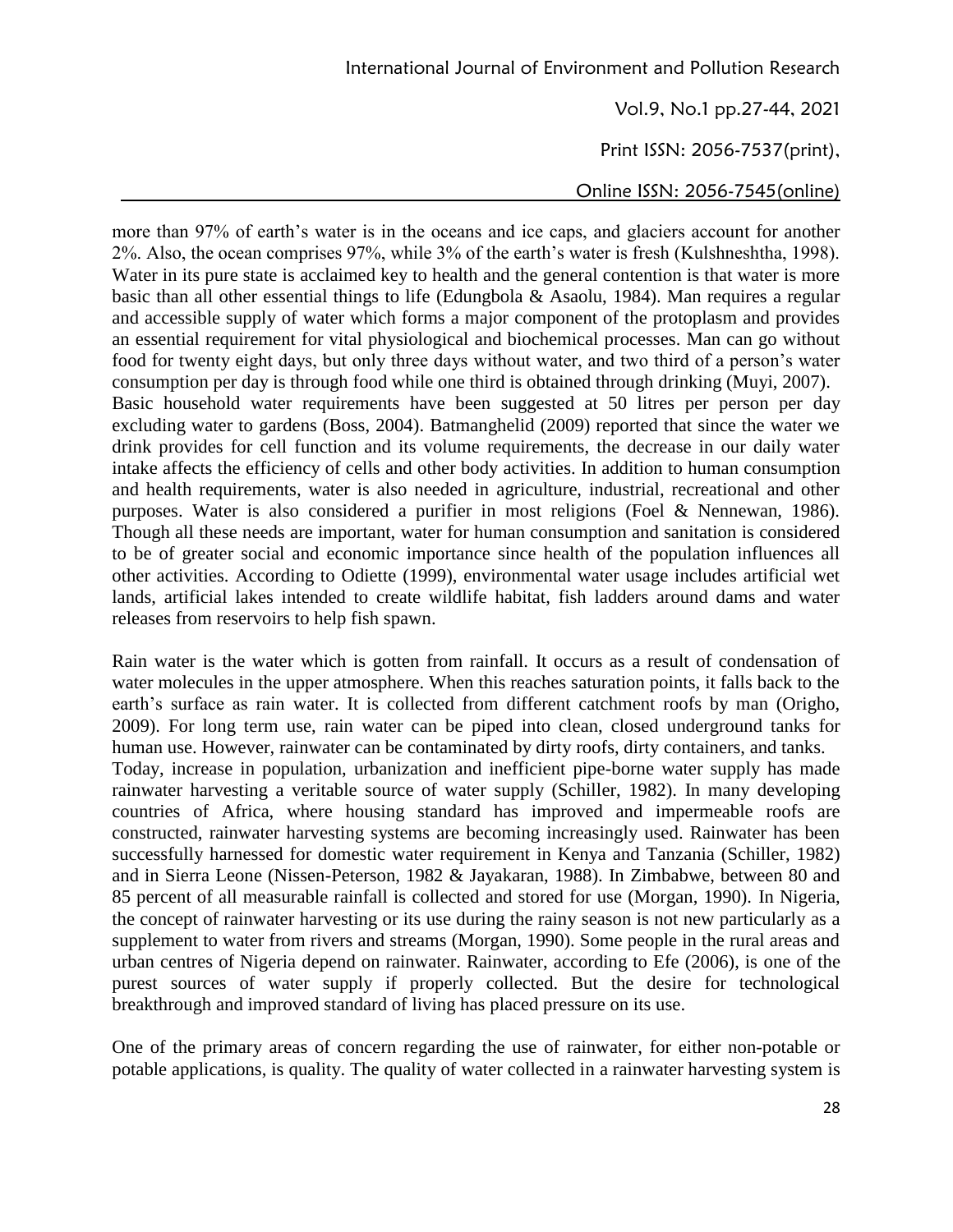more than 97% of earth's water is in the oceans and ice caps, and glaciers account for another 2%. Also, the ocean comprises 97%, while 3% of the earth's water is fresh (Kulshneshtha, 1998). Water in its pure state is acclaimed key to health and the general contention is that water is more basic than all other essential things to life (Edungbola & Asaolu, 1984). Man requires a regular and accessible supply of water which forms a major component of the protoplasm and provides an essential requirement for vital physiological and biochemical processes. Man can go without food for twenty eight days, but only three days without water, and two third of a person's water consumption per day is through food while one third is obtained through drinking (Muyi, 2007). Basic household water requirements have been suggested at 50 litres per person per day excluding water to gardens (Boss, 2004). Batmanghelid (2009) reported that since the water we drink provides for cell function and its volume requirements, the decrease in our daily water intake affects the efficiency of cells and other body activities. In addition to human consumption and health requirements, water is also needed in agriculture, industrial, recreational and other purposes. Water is also considered a purifier in most religions (Foel & Nennewan, 1986). Though all these needs are important, water for human consumption and sanitation is considered to be of greater social and economic importance since health of the population influences all other activities. According to Odiette (1999), environmental water usage includes artificial wet lands, artificial lakes intended to create wildlife habitat, fish ladders around dams and water releases from reservoirs to help fish spawn.

Rain water is the water which is gotten from rainfall. It occurs as a result of condensation of water molecules in the upper atmosphere. When this reaches saturation points, it falls back to the earth's surface as rain water. It is collected from different catchment roofs by man (Origho, 2009). For long term use, rain water can be piped into clean, closed underground tanks for human use. However, rainwater can be contaminated by dirty roofs, dirty containers, and tanks. Today, increase in population, urbanization and inefficient pipe-borne water supply has made rainwater harvesting a veritable source of water supply (Schiller, 1982). In many developing countries of Africa, where housing standard has improved and impermeable roofs are constructed, rainwater harvesting systems are becoming increasingly used. Rainwater has been successfully harnessed for domestic water requirement in Kenya and Tanzania (Schiller, 1982) and in Sierra Leone (Nissen-Peterson, 1982 & Jayakaran, 1988). In Zimbabwe, between 80 and 85 percent of all measurable rainfall is collected and stored for use (Morgan, 1990). In Nigeria, the concept of rainwater harvesting or its use during the rainy season is not new particularly as a supplement to water from rivers and streams (Morgan, 1990). Some people in the rural areas and urban centres of Nigeria depend on rainwater. Rainwater, according to Efe (2006), is one of the purest sources of water supply if properly collected. But the desire for technological breakthrough and improved standard of living has placed pressure on its use.

One of the primary areas of concern regarding the use of rainwater, for either non-potable or potable applications, is quality. The quality of water collected in a rainwater harvesting system is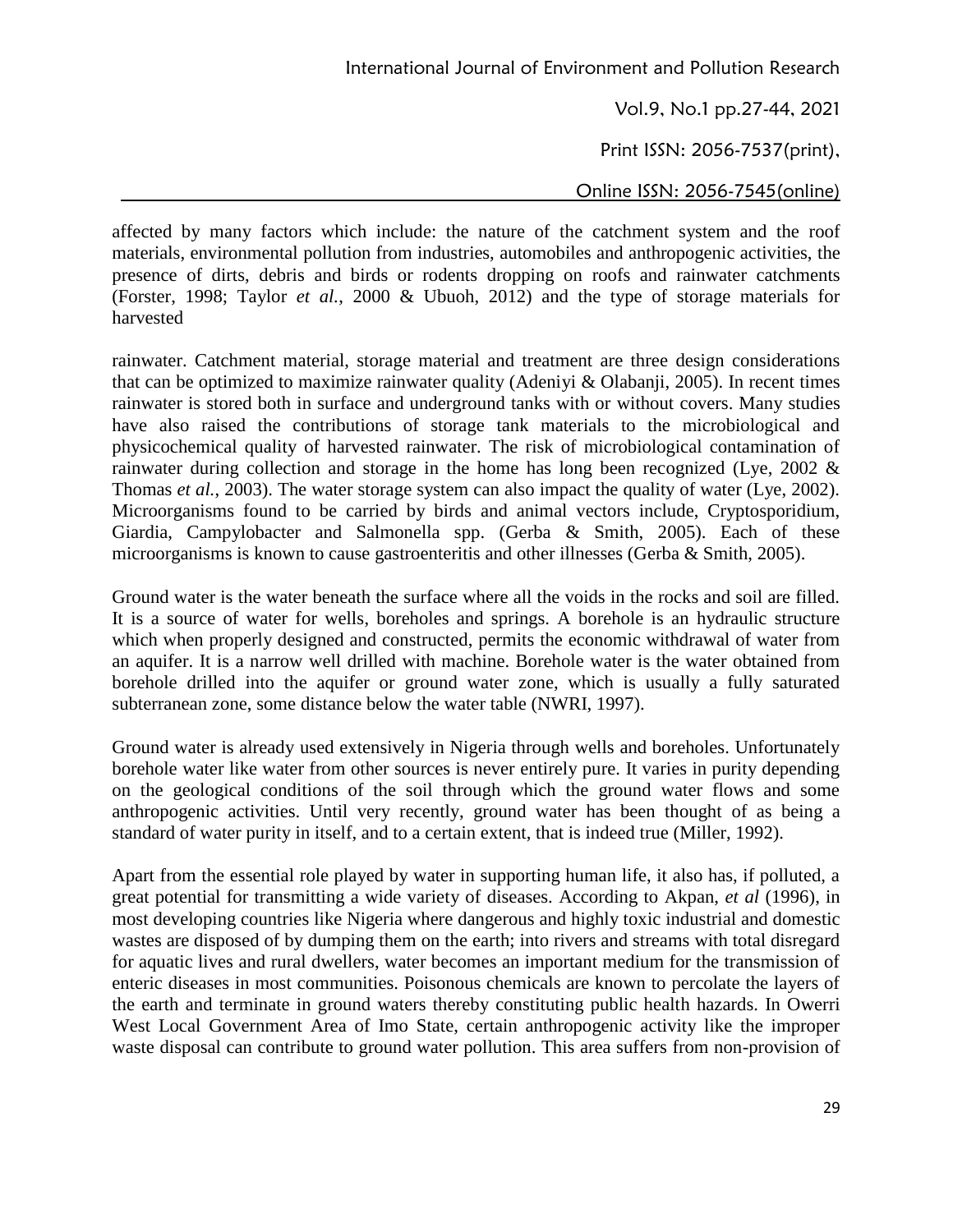affected by many factors which include: the nature of the catchment system and the roof materials, environmental pollution from industries, automobiles and anthropogenic activities, the presence of dirts, debris and birds or rodents dropping on roofs and rainwater catchments (Forster, 1998; Taylor *et al.*, 2000 & Ubuoh, 2012) and the type of storage materials for harvested

rainwater. Catchment material, storage material and treatment are three design considerations that can be optimized to maximize rainwater quality (Adeniyi & Olabanji, 2005). In recent times rainwater is stored both in surface and underground tanks with or without covers. Many studies have also raised the contributions of storage tank materials to the microbiological and physicochemical quality of harvested rainwater. The risk of microbiological contamination of rainwater during collection and storage in the home has long been recognized (Lye, 2002 & Thomas *et al.*, 2003). The water storage system can also impact the quality of water (Lye, 2002). Microorganisms found to be carried by birds and animal vectors include, Cryptosporidium, Giardia, Campylobacter and Salmonella spp. (Gerba & Smith, 2005). Each of these microorganisms is known to cause gastroenteritis and other illnesses (Gerba & Smith, 2005).

Ground water is the water beneath the surface where all the voids in the rocks and soil are filled. It is a source of water for wells, boreholes and springs. A borehole is an hydraulic structure which when properly designed and constructed, permits the economic withdrawal of water from an aquifer. It is a narrow well drilled with machine. Borehole water is the water obtained from borehole drilled into the aquifer or ground water zone, which is usually a fully saturated subterranean zone, some distance below the water table (NWRI, 1997).

Ground water is already used extensively in Nigeria through wells and boreholes. Unfortunately borehole water like water from other sources is never entirely pure. It varies in purity depending on the geological conditions of the soil through which the ground water flows and some anthropogenic activities. Until very recently, ground water has been thought of as being a standard of water purity in itself, and to a certain extent, that is indeed true (Miller, 1992).

Apart from the essential role played by water in supporting human life, it also has, if polluted, a great potential for transmitting a wide variety of diseases. According to Akpan, *et al* (1996), in most developing countries like Nigeria where dangerous and highly toxic industrial and domestic wastes are disposed of by dumping them on the earth; into rivers and streams with total disregard for aquatic lives and rural dwellers, water becomes an important medium for the transmission of enteric diseases in most communities. Poisonous chemicals are known to percolate the layers of the earth and terminate in ground waters thereby constituting public health hazards. In Owerri West Local Government Area of Imo State, certain anthropogenic activity like the improper waste disposal can contribute to ground water pollution. This area suffers from non-provision of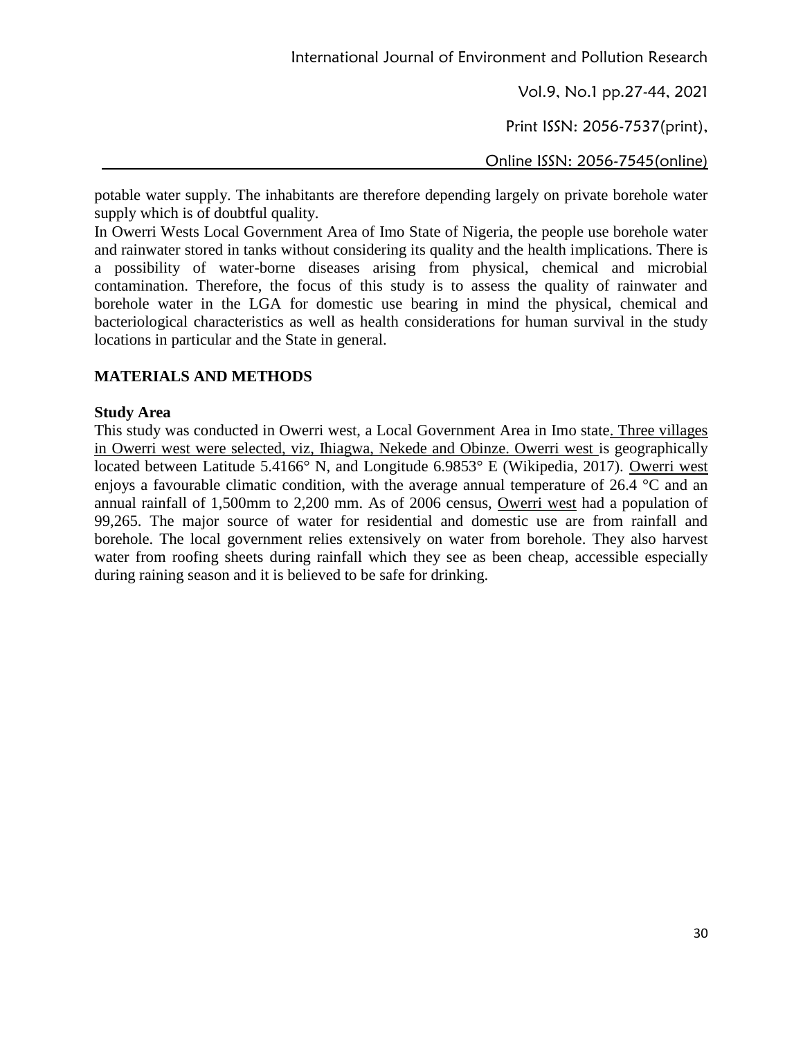potable water supply. The inhabitants are therefore depending largely on private borehole water supply which is of doubtful quality.

In Owerri Wests Local Government Area of Imo State of Nigeria, the people use borehole water and rainwater stored in tanks without considering its quality and the health implications. There is a possibility of water-borne diseases arising from physical, chemical and microbial contamination. Therefore, the focus of this study is to assess the quality of rainwater and borehole water in the LGA for domestic use bearing in mind the physical, chemical and bacteriological characteristics as well as health considerations for human survival in the study locations in particular and the State in general.

## MATERIALS AND METHODS

### Study Area

This study was conducted in Owerri west, a Local Government Area in Imo state. Three villages in Owerri west were selected, viz, Ihiagwa, Nekede and Obinze. Owerri west is geographically located between Latitude 5.4166° N, and Longitude 6.9853° E (Wikipedia, 2017). Owerri west enjoys a favourable climatic condition, with the average annual temperature of 26.4 °C and an annual rainfall of 1,500mm to 2,200 mm. As of 2006 census, Owerri west had a population of 99,265. The major source of water for residential and domestic use are from rainfall and borehole. The local government relies extensively on water from borehole. They also harvest water from roofing sheets during rainfall which they see as been cheap, accessible especially during raining season and it is believed to be safe for drinking.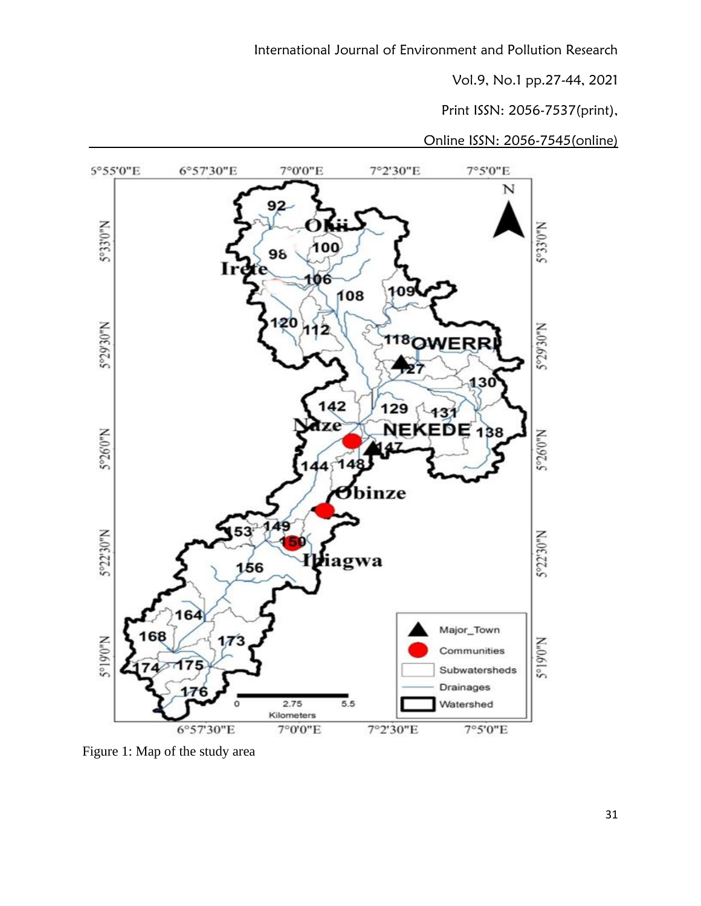Figure 1: Map of the study area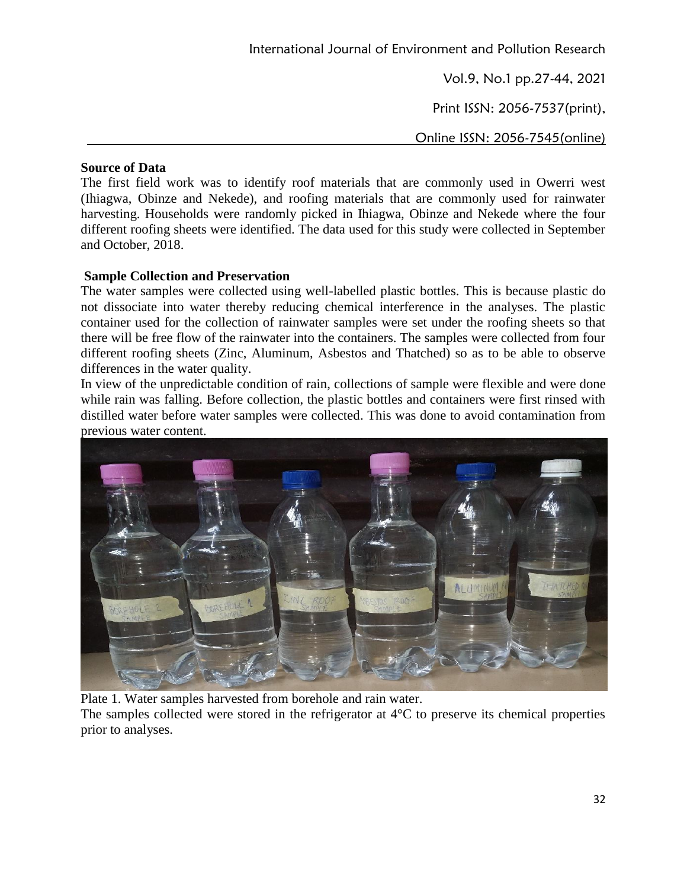### Source of Data

The first field work was to identify roof materials that are commonly used in Owerri west (Ihiagwa, Obinze and Nekede), and roofing materials that are commonly used for rainwater harvesting. Households were randomly picked in Ihiagwa, Obinze and Nekede where the four different roofing sheets were identified. The data used for this study were collected in September and October, 2018.

### Sample Collection and Preservation

The water samples were collected using well-labelled plastic bottles. This is because plastic do not dissociate into water thereby reducing chemical interference in the analyses. The plastic container used for the collection of rainwater samples were set under the roofing sheets so that there will be free flow of the rainwater into the containers. The samples were collected from four different roofing sheets (Zinc, Aluminum, Asbestos and Thatched) so as to be able to observe differences in the water quality.

In view of the unpredictable condition of rain, collections of sample were flexible and were done while rain was falling. Before collection, the plastic bottles and containers were first rinsed with distilled water before water samples were collected. This was done to avoid contamination from previous water content.

Plate 1. Water samples harvested from borehole and rain water.

The samples collected were stored in the refrigerator at 4°C to preserve its chemical properties prior to analyses.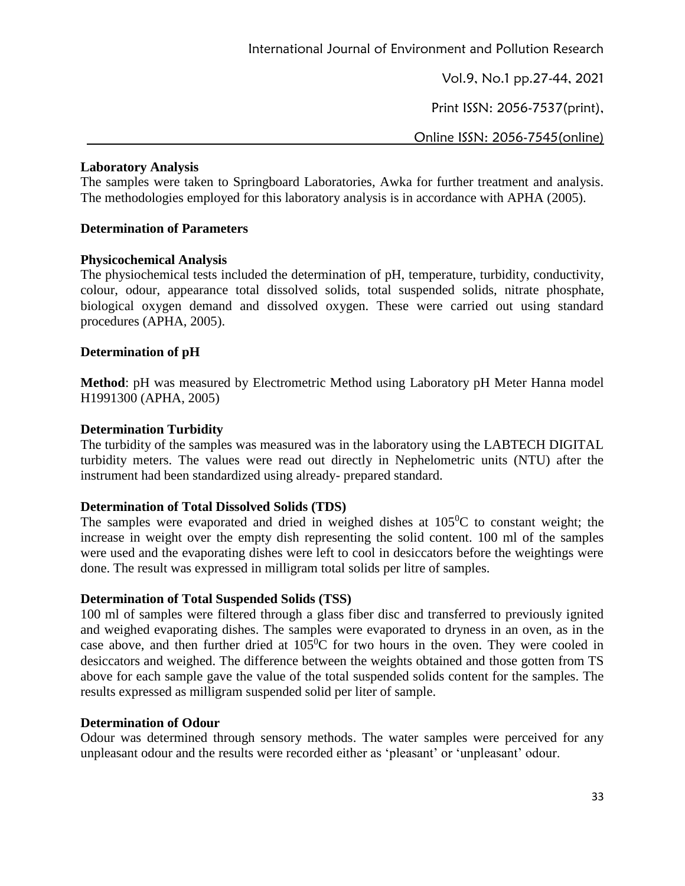**Laboratory Analysis**

The samples were taken to Springboard Laboratories, Awka for further treatment and analysis. The methodologies employed for this laboratory analysis is in accordance with APHA (2005).

**Determination of Parameters**

**Physicochemical Analysis**

The physiochemical tests included the determination of pH, temperature, turbidity, conductivity, colour, odour, appearance total dissolved solids, total suspended solids, nitrate phosphate, biological oxygen demand and dissolved oxygen. These were carried out using standard procedures (APHA, 2005).

**Determination of pH**

**Method**: pH was measured by Electrometric Method using Laboratory pH Meter Hanna model H1991300 (APHA, 2005)

**Determination Turbidity**

The turbidity of the samples was measured was in the laboratory using the LABTECH DIGITAL turbidity meters. The values were read out directly in Nephelometric units (NTU) after the instrument had been standardized using already- prepared standard.

**Determination of Total Dissolved Solids (TDS)**

The samples were evaporated and dried in weighed dishes at $105^0C$ to constant weight; the increase in weight over the empty dish representing the solid content. 100 ml of the samples were used and the evaporating dishes were left to cool in desiccators before the weightings were done. The result was expressed in milligram total solids per litre of samples.

**Determination of Total Suspended Solids (TSS)**

100 ml of samples were filtered through a glass fiber disc and transferred to previously ignited and weighed evaporating dishes. The samples were evaporated to dryness in an oven, as in the case above, and then further dried at $105^0C$ for two hours in the oven. They were cooled in desiccators and weighed. The difference between the weights obtained and those gotten from TS above for each sample gave the value of the total suspended solids content for the samples. The results expressed as milligram suspended solid per liter of sample.

**Determination of Odour**

Odour was determined through sensory methods. The water samples were perceived for any unpleasant odour and the results were recorded either as 'pleasant' or 'unpleasant' odour.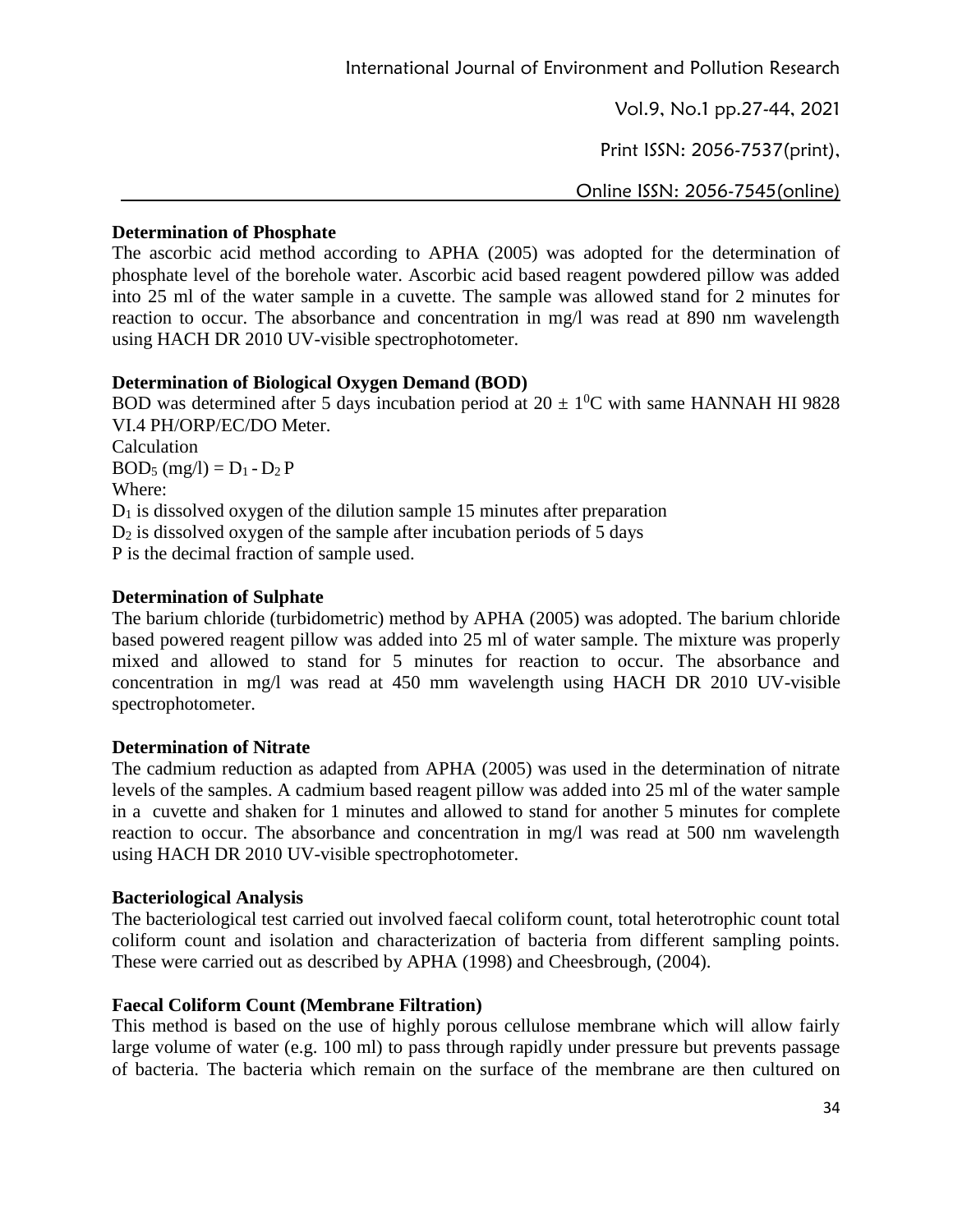### Determination of Phosphate

The ascorbic acid method according to APHA (2005) was adopted for the determination of phosphate level of the borehole water. Ascorbic acid based reagent powdered pillow was added into 25 ml of the water sample in a cuvette. The sample was allowed stand for 2 minutes for reaction to occur. The absorbance and concentration in mg/l was read at 890 nm wavelength using HACH DR 2010 UV-visible spectrophotometer.

### Determination of Biological Oxygen Demand (BOD)

BOD was determined after 5 days incubation period at $20 \pm 1^0$C with same HANNAH HI 9828 VI.4 PH/ORP/EC/DO Meter.

Calculation

$BOD_5$ (mg/l) = $D_1 - D_2\, P$

Where:

$D_1$ is dissolved oxygen of the dilution sample 15 minutes after preparation

$D_2$ is dissolved oxygen of the sample after incubation periods of 5 days

P is the decimal fraction of sample used.

### Determination of Sulphate

The barium chloride (turbidometric) method by APHA (2005) was adopted. The barium chloride based powered reagent pillow was added into 25 ml of water sample. The mixture was properly mixed and allowed to stand for 5 minutes for reaction to occur. The absorbance and concentration in mg/l was read at 450 mm wavelength using HACH DR 2010 UV-visible spectrophotometer.

### Determination of Nitrate

The cadmium reduction as adapted from APHA (2005) was used in the determination of nitrate levels of the samples. A cadmium based reagent pillow was added into 25 ml of the water sample in a cuvette and shaken for 1 minutes and allowed to stand for another 5 minutes for complete reaction to occur. The absorbance and concentration in mg/l was read at 500 nm wavelength using HACH DR 2010 UV-visible spectrophotometer.

### Bacteriological Analysis

The bacteriological test carried out involved faecal coliform count, total heterotrophic count total coliform count and isolation and characterization of bacteria from different sampling points. These were carried out as described by APHA (1998) and Cheesbrough, (2004).

### Faecal Coliform Count (Membrane Filtration)

This method is based on the use of highly porous cellulose membrane which will allow fairly large volume of water (e.g. 100 ml) to pass through rapidly under pressure but prevents passage of bacteria. The bacteria which remain on the surface of the membrane are then cultured on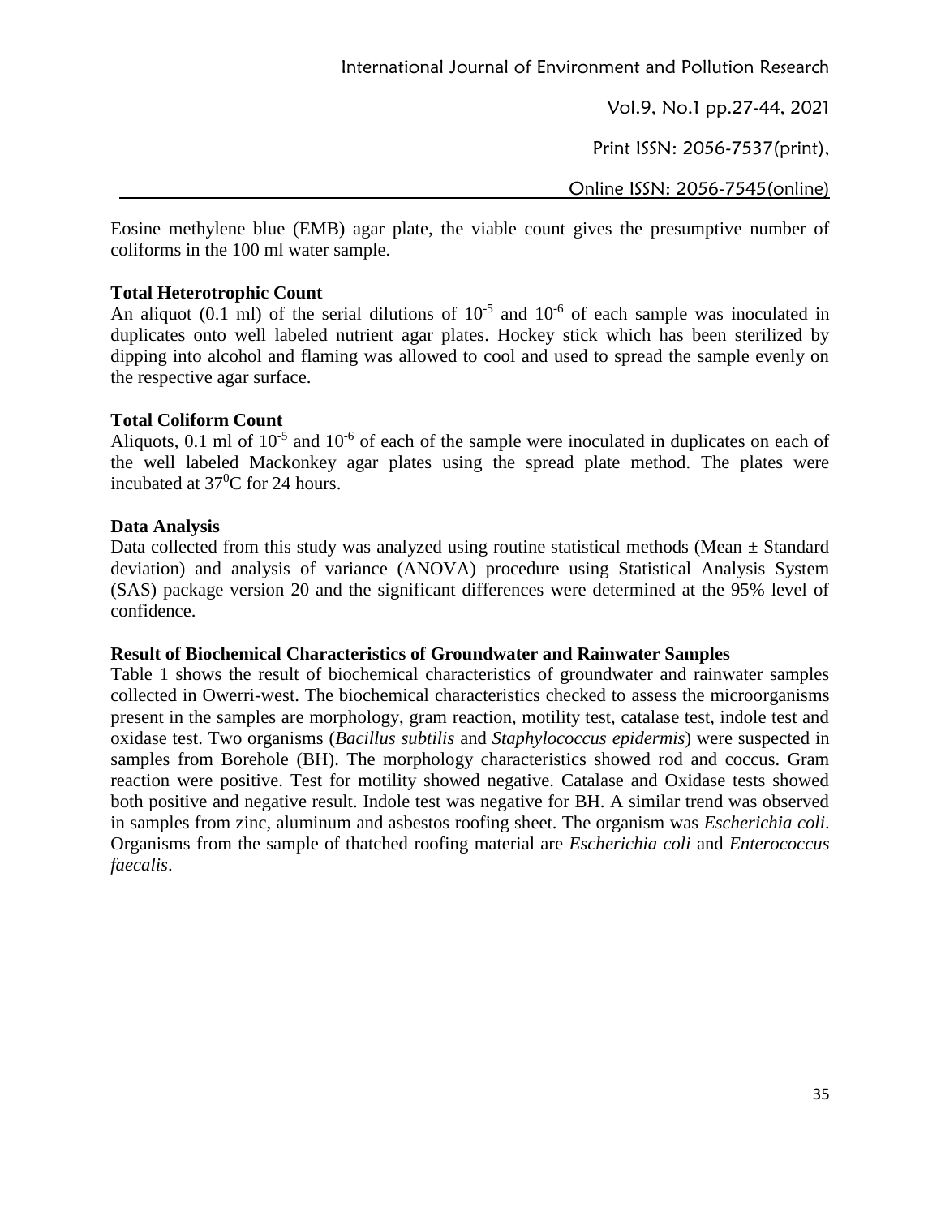Eosine methylene blue (EMB) agar plate, the viable count gives the presumptive number of coliforms in the 100 ml water sample.

### Total Heterotrophic Count

An aliquot (0.1 ml) of the serial dilutions of $10^{-5}$ and $10^{-6}$ of each sample was inoculated in duplicates onto well labeled nutrient agar plates. Hockey stick which has been sterilized by dipping into alcohol and flaming was allowed to cool and used to spread the sample evenly on the respective agar surface.

### Total Coliform Count

Aliquots, 0.1 ml of $10^{-5}$ and $10^{-6}$ of each of the sample were inoculated in duplicates on each of the well labeled Mackonkey agar plates using the spread plate method. The plates were incubated at $37^0$C for 24 hours.

### Data Analysis

Data collected from this study was analyzed using routine statistical methods (Mean ± Standard deviation) and analysis of variance (ANOVA) procedure using Statistical Analysis System (SAS) package version 20 and the significant differences were determined at the 95% level of confidence.

### Result of Biochemical Characteristics of Groundwater and Rainwater Samples

Table 1 shows the result of biochemical characteristics of groundwater and rainwater samples collected in Owerri-west. The biochemical characteristics checked to assess the microorganisms present in the samples are morphology, gram reaction, motility test, catalase test, indole test and oxidase test. Two organisms (*Bacillus subtilis* and *Staphylococcus epidermis*) were suspected in samples from Borehole (BH). The morphology characteristics showed rod and coccus. Gram reaction were positive. Test for motility showed negative. Catalase and Oxidase tests showed both positive and negative result. Indole test was negative for BH. A similar trend was observed in samples from zinc, aluminum and asbestos roofing sheet. The organism was *Escherichia coli*. Organisms from the sample of thatched roofing material are *Escherichia coli* and *Enterococcus faecalis*.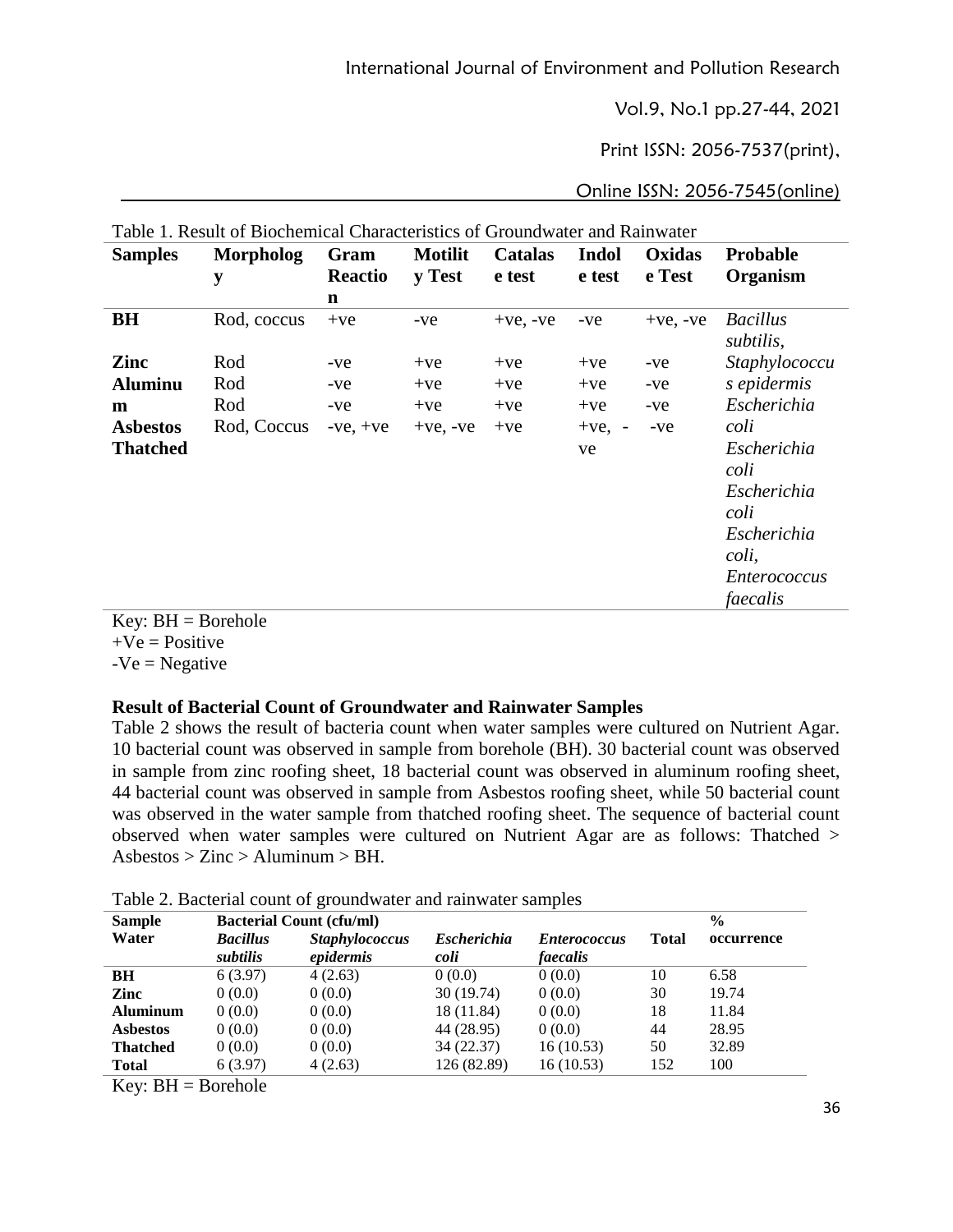Table 1. Result of Biochemical Characteristics of Groundwater and Rainwater

| Samples | Morphology | Gram Reaction | Motility Test | Catalase test | Indole test | Oxidase Test | Probable Organism |
|---|---|---|---|---|---|---|---|
| **BH** | Rod, coccus | +ve | -ve | +ve, -ve | -ve | +ve, -ve | *Bacillus subtilis*, *Staphylococcus epidermis* |
| **Zinc** | Rod | -ve | +ve | +ve | +ve | -ve | *Escherichia coli* |
| **Aluminum** | Rod | -ve | +ve | +ve | +ve | -ve | *Escherichia coli* |
| **Asbestos** | Rod | -ve | +ve | +ve | +ve | -ve | *Escherichia coli* |
| **Thatched** | Rod, Coccus | -ve, +ve | +ve, -ve | +ve | +ve, -ve | -ve | *Escherichia coli*, *Enterococcus faecalis* |

Key: BH = Borehole
+Ve = Positive
-Ve = Negative

**Result of Bacterial Count of Groundwater and Rainwater Samples**

Table 2 shows the result of bacteria count when water samples were cultured on Nutrient Agar. 10 bacterial count was observed in sample from borehole (BH). 30 bacterial count was observed in sample from zinc roofing sheet, 18 bacterial count was observed in aluminum roofing sheet, 44 bacterial count was observed in sample from Asbestos roofing sheet, while 50 bacterial count was observed in the water sample from thatched roofing sheet. The sequence of bacterial count observed when water samples were cultured on Nutrient Agar are as follows: Thatched > Asbestos > Zinc > Aluminum > BH.

Table 2. Bacterial count of groundwater and rainwater samples

| Sample Water | Bacterial Count (cfu/ml) | | | | | % occurrence |
|---|---|---|---|---|---|---|
| | ***Bacillus subtilis*** | ***Staphylococcus epidermis*** | ***Escherichia coli*** | ***Enterococcus faecalis*** | **Total** | |
| **BH** | 6 (3.97) | 4 (2.63) | 0 (0.0) | 0 (0.0) | 10 | 6.58 |
| **Zinc** | 0 (0.0) | 0 (0.0) | 30 (19.74) | 0 (0.0) | 30 | 19.74 |
| **Aluminum** | 0 (0.0) | 0 (0.0) | 18 (11.84) | 0 (0.0) | 18 | 11.84 |
| **Asbestos** | 0 (0.0) | 0 (0.0) | 44 (28.95) | 0 (0.0) | 44 | 28.95 |
| **Thatched** | 0 (0.0) | 0 (0.0) | 34 (22.37) | 16 (10.53) | 50 | 32.89 |
| **Total** | 6 (3.97) | 4 (2.63) | 126 (82.89) | 16 (10.53) | 152 | 100 |

Key: BH = Borehole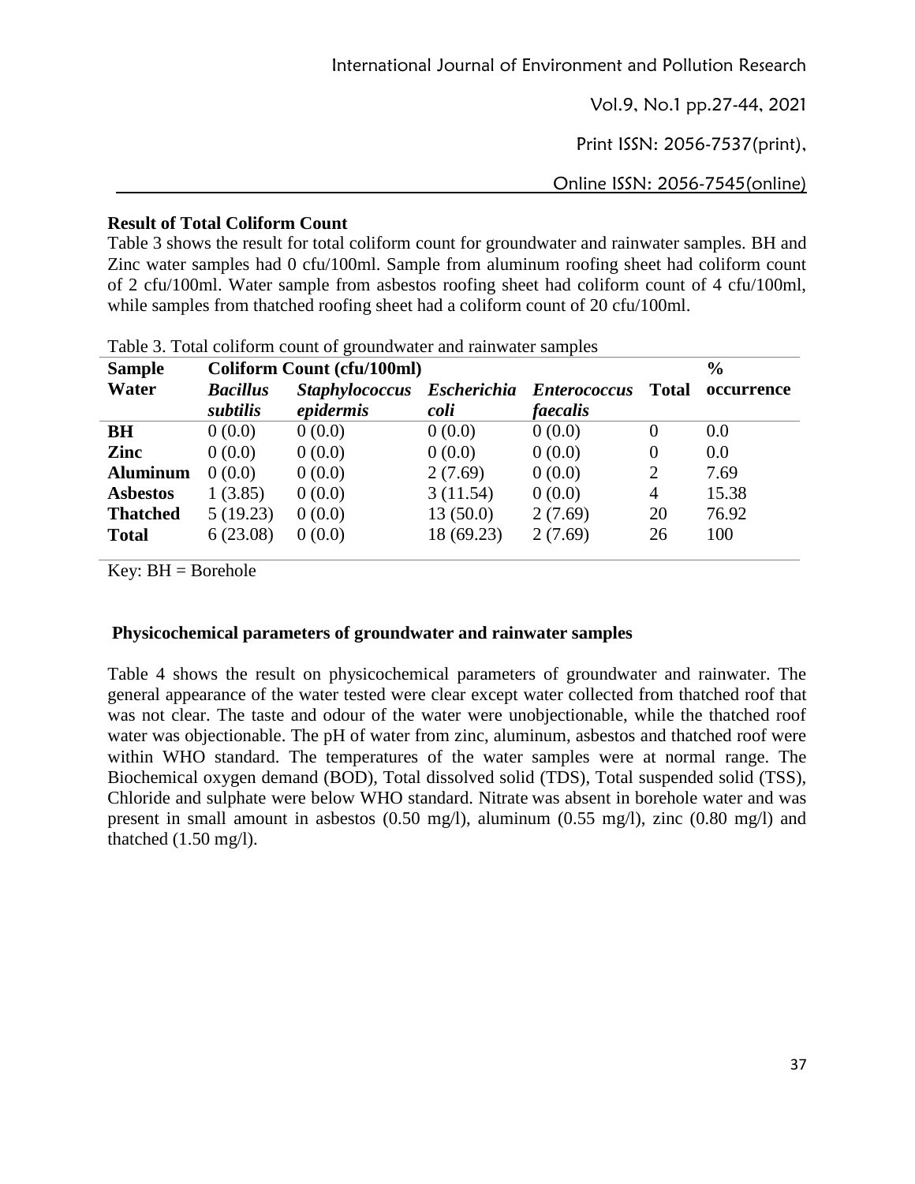**Result of Total Coliform Count**

Table 3 shows the result for total coliform count for groundwater and rainwater samples. BH and Zinc water samples had 0 cfu/100ml. Sample from aluminum roofing sheet had coliform count of 2 cfu/100ml. Water sample from asbestos roofing sheet had coliform count of 4 cfu/100ml, while samples from thatched roofing sheet had a coliform count of 20 cfu/100ml.

Table 3. Total coliform count of groundwater and rainwater samples

| Sample Water | Coliform Count (cfu/100ml) | | | | | % occurrence |
|---|---|---|---|---|---|---|
| | *Bacillus subtilis* | *Staphylococcus epidermis* | *Escherichia coli* | *Enterococcus faecalis* | Total | |
| **BH** | 0 (0.0) | 0 (0.0) | 0 (0.0) | 0 (0.0) | 0 | 0.0 |
| **Zinc** | 0 (0.0) | 0 (0.0) | 0 (0.0) | 0 (0.0) | 0 | 0.0 |
| **Aluminum** | 0 (0.0) | 0 (0.0) | 2 (7.69) | 0 (0.0) | 2 | 7.69 |
| **Asbestos** | 1 (3.85) | 0 (0.0) | 3 (11.54) | 0 (0.0) | 4 | 15.38 |
| **Thatched** | 5 (19.23) | 0 (0.0) | 13 (50.0) | 2 (7.69) | 20 | 76.92 |
| **Total** | 6 (23.08) | 0 (0.0) | 18 (69.23) | 2 (7.69) | 26 | 100 |

Key: BH = Borehole

**Physicochemical parameters of groundwater and rainwater samples**

Table 4 shows the result on physicochemical parameters of groundwater and rainwater. The general appearance of the water tested were clear except water collected from thatched roof that was not clear. The taste and odour of the water were unobjectionable, while the thatched roof water was objectionable. The pH of water from zinc, aluminum, asbestos and thatched roof were within WHO standard. The temperatures of the water samples were at normal range. The Biochemical oxygen demand (BOD), Total dissolved solid (TDS), Total suspended solid (TSS), Chloride and sulphate were below WHO standard. Nitrate was absent in borehole water and was present in small amount in asbestos (0.50 mg/l), aluminum (0.55 mg/l), zinc (0.80 mg/l) and thatched (1.50 mg/l).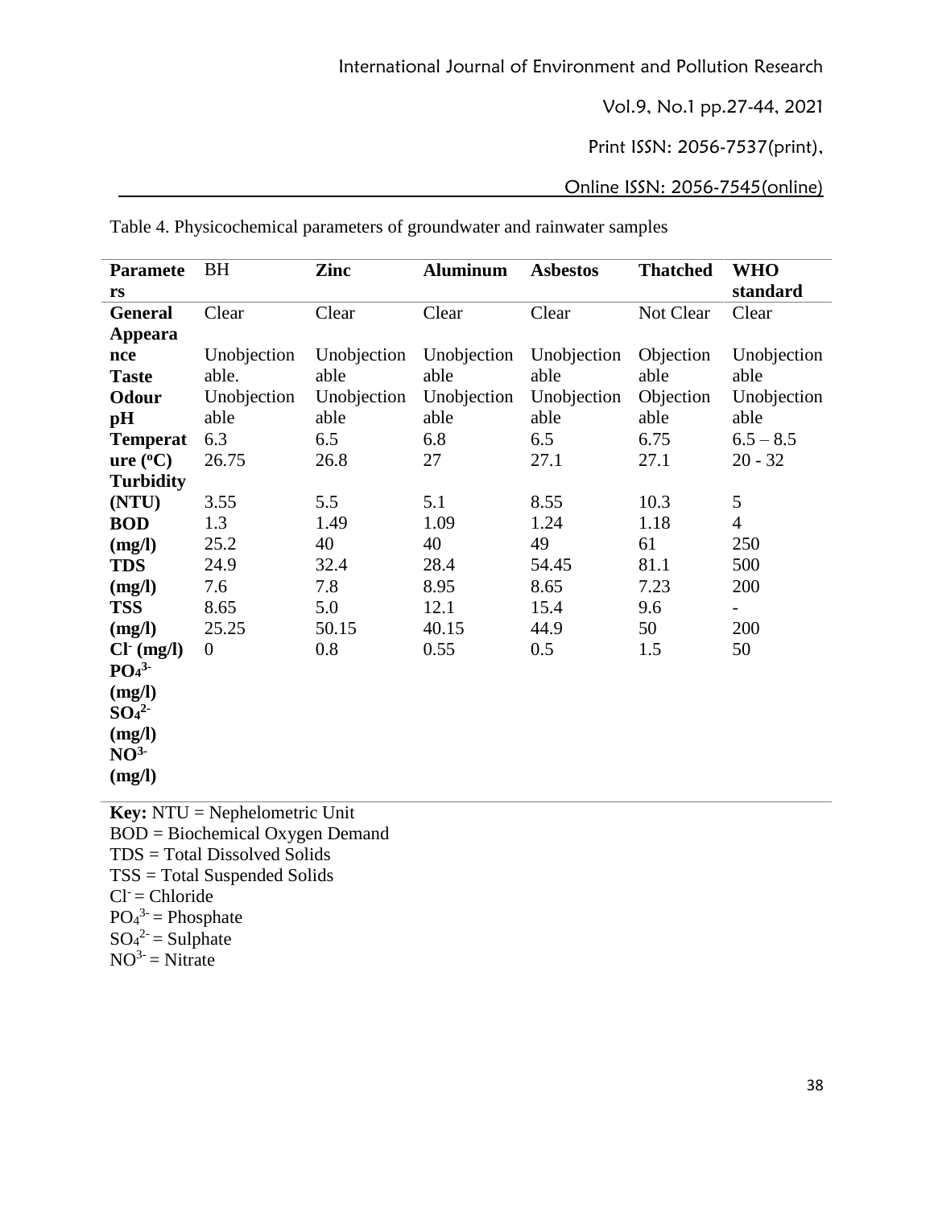Table 4. Physicochemical parameters of groundwater and rainwater samples

| Parameters | BH | Zinc | Aluminum | Asbestos | Thatched | WHO standard |
|---|---|---|---|---|---|---|
| General Appearance | Clear | Clear | Clear | Clear | Not Clear | Clear |
| Taste | Unobjectionable. | Unobjectionable | Unobjectionable | Unobjectionable | Objectionable | Unobjectionable |
| Odour | Unobjectionable | Unobjectionable | Unobjectionable | Unobjectionable | Objectionable | Unobjectionable |
| pH | 6.3 | 6.5 | 6.8 | 6.5 | 6.75 | 6.5 – 8.5 |
| Temperature (ºC) | 26.75 | 26.8 | 27 | 27.1 | 27.1 | 20 - 32 |
| Turbidity (NTU) | 3.55 | 5.5 | 5.1 | 8.55 | 10.3 | 5 |
| BOD | 1.3 | 1.49 | 1.09 | 1.24 | 1.18 | 4 |
| TDS (mg/l) | 25.2 | 40 | 40 | 49 | 61 | 250 |
| TSS (mg/l) | 24.9 | 32.4 | 28.4 | 54.45 | 81.1 | 500 |
| $Cl^-$ (mg/l) | 7.6 | 7.8 | 8.95 | 8.65 | 7.23 | 200 |
| $PO_4^{3-}$ (mg/l) | 8.65 | 5.0 | 12.1 | 15.4 | 9.6 | - |
| $SO_4^{2-}$ (mg/l) | 25.25 | 50.15 | 40.15 | 44.9 | 50 | 200 |
| $NO^{3-}$ (mg/l) | 0 | 0.8 | 0.55 | 0.5 | 1.5 | 50 |

**Key:** NTU = Nephelometric Unit
BOD = Biochemical Oxygen Demand
TDS = Total Dissolved Solids
TSS = Total Suspended Solids
$Cl^-$ = Chloride
$PO_4^{3-}$ = Phosphate
$SO_4^{2-}$ = Sulphate
$NO^{3-}$ = Nitrate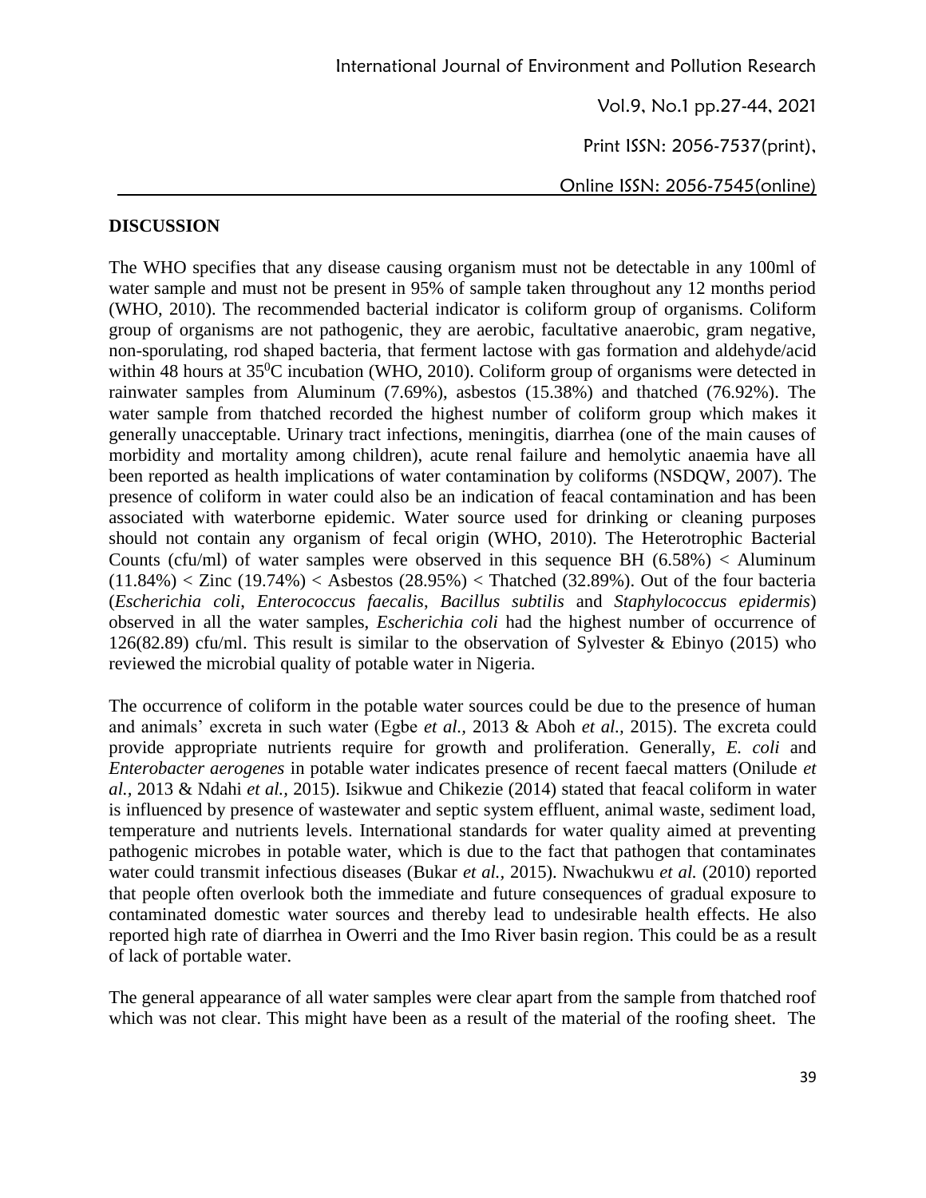## DISCUSSION

The WHO specifies that any disease causing organism must not be detectable in any 100ml of water sample and must not be present in 95% of sample taken throughout any 12 months period (WHO, 2010). The recommended bacterial indicator is coliform group of organisms. Coliform group of organisms are not pathogenic, they are aerobic, facultative anaerobic, gram negative, non-sporulating, rod shaped bacteria, that ferment lactose with gas formation and aldehyde/acid within 48 hours at $35^0$C incubation (WHO, 2010). Coliform group of organisms were detected in rainwater samples from Aluminum (7.69%), asbestos (15.38%) and thatched (76.92%). The water sample from thatched recorded the highest number of coliform group which makes it generally unacceptable. Urinary tract infections, meningitis, diarrhea (one of the main causes of morbidity and mortality among children), acute renal failure and hemolytic anaemia have all been reported as health implications of water contamination by coliforms (NSDQW, 2007). The presence of coliform in water could also be an indication of feacal contamination and has been associated with waterborne epidemic. Water source used for drinking or cleaning purposes should not contain any organism of fecal origin (WHO, 2010). The Heterotrophic Bacterial Counts (cfu/ml) of water samples were observed in this sequence BH (6.58%) < Aluminum (11.84%) < Zinc (19.74%) < Asbestos (28.95%) < Thatched (32.89%). Out of the four bacteria (*Escherichia coli*, *Enterococcus faecalis*, *Bacillus subtilis* and *Staphylococcus epidermis*) observed in all the water samples, *Escherichia coli* had the highest number of occurrence of 126(82.89) cfu/ml. This result is similar to the observation of Sylvester & Ebinyo (2015) who reviewed the microbial quality of potable water in Nigeria.

The occurrence of coliform in the potable water sources could be due to the presence of human and animals' excreta in such water (Egbe *et al.,* 2013 & Aboh *et al.,* 2015). The excreta could provide appropriate nutrients require for growth and proliferation. Generally, *E. coli* and *Enterobacter aerogenes* in potable water indicates presence of recent faecal matters (Onilude *et al.,* 2013 & Ndahi *et al.,* 2015). Isikwue and Chikezie (2014) stated that feacal coliform in water is influenced by presence of wastewater and septic system effluent, animal waste, sediment load, temperature and nutrients levels. International standards for water quality aimed at preventing pathogenic microbes in potable water, which is due to the fact that pathogen that contaminates water could transmit infectious diseases (Bukar *et al.,* 2015). Nwachukwu *et al.* (2010) reported that people often overlook both the immediate and future consequences of gradual exposure to contaminated domestic water sources and thereby lead to undesirable health effects. He also reported high rate of diarrhea in Owerri and the Imo River basin region. This could be as a result of lack of portable water.

The general appearance of all water samples were clear apart from the sample from thatched roof which was not clear. This might have been as a result of the material of the roofing sheet. The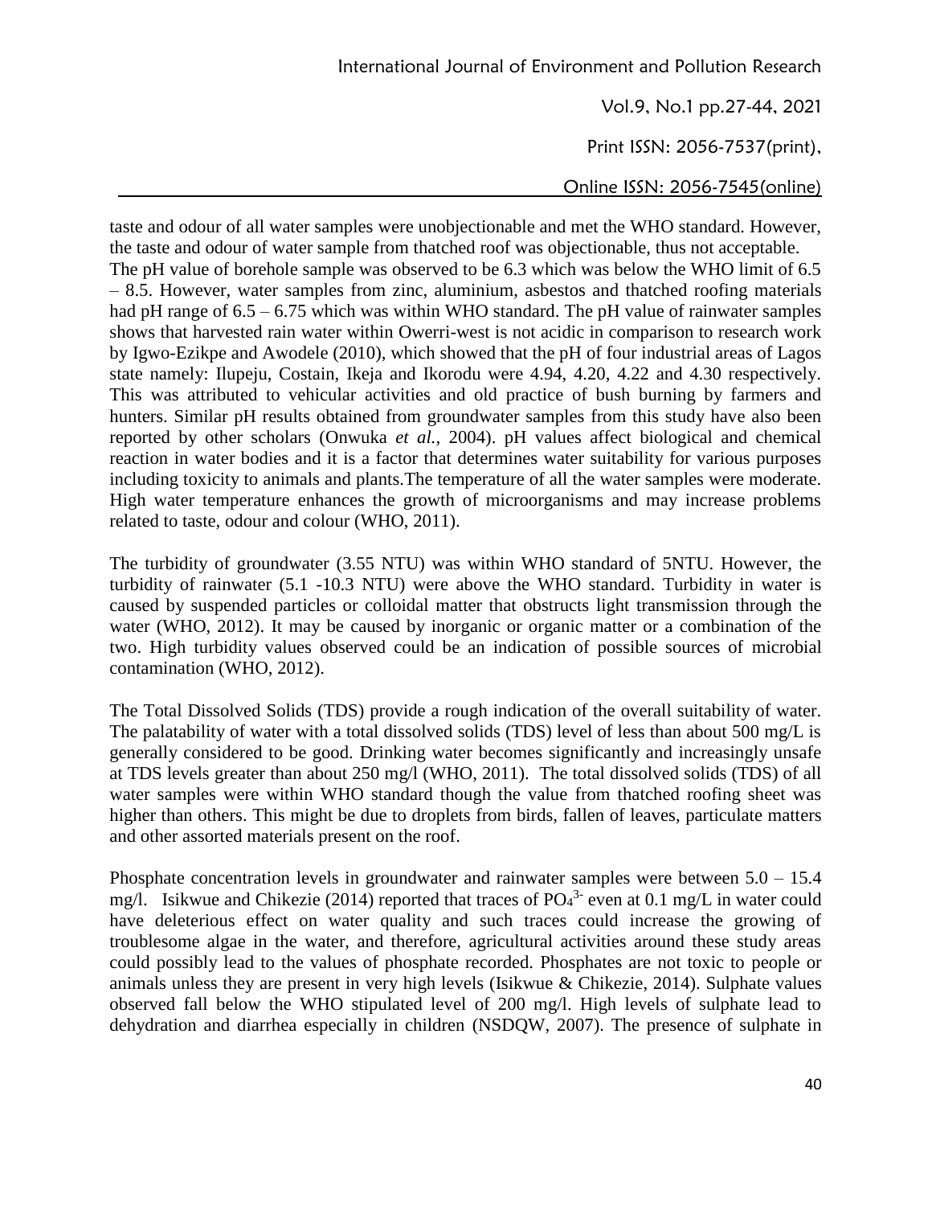taste and odour of all water samples were unobjectionable and met the WHO standard. However, the taste and odour of water sample from thatched roof was objectionable, thus not acceptable. The pH value of borehole sample was observed to be 6.3 which was below the WHO limit of 6.5 – 8.5. However, water samples from zinc, aluminium, asbestos and thatched roofing materials had pH range of 6.5 – 6.75 which was within WHO standard. The pH value of rainwater samples shows that harvested rain water within Owerri-west is not acidic in comparison to research work by Igwo-Ezikpe and Awodele (2010), which showed that the pH of four industrial areas of Lagos state namely: Ilupeju, Costain, Ikeja and Ikorodu were 4.94, 4.20, 4.22 and 4.30 respectively. This was attributed to vehicular activities and old practice of bush burning by farmers and hunters. Similar pH results obtained from groundwater samples from this study have also been reported by other scholars (Onwuka *et al.,* 2004). pH values affect biological and chemical reaction in water bodies and it is a factor that determines water suitability for various purposes including toxicity to animals and plants.The temperature of all the water samples were moderate. High water temperature enhances the growth of microorganisms and may increase problems related to taste, odour and colour (WHO, 2011).

The turbidity of groundwater (3.55 NTU) was within WHO standard of 5NTU. However, the turbidity of rainwater (5.1 -10.3 NTU) were above the WHO standard. Turbidity in water is caused by suspended particles or colloidal matter that obstructs light transmission through the water (WHO, 2012). It may be caused by inorganic or organic matter or a combination of the two. High turbidity values observed could be an indication of possible sources of microbial contamination (WHO, 2012).

The Total Dissolved Solids (TDS) provide a rough indication of the overall suitability of water. The palatability of water with a total dissolved solids (TDS) level of less than about 500 mg/L is generally considered to be good. Drinking water becomes significantly and increasingly unsafe at TDS levels greater than about 250 mg/l (WHO, 2011). The total dissolved solids (TDS) of all water samples were within WHO standard though the value from thatched roofing sheet was higher than others. This might be due to droplets from birds, fallen of leaves, particulate matters and other assorted materials present on the roof.

Phosphate concentration levels in groundwater and rainwater samples were between 5.0 – 15.4 mg/l. Isikwue and Chikezie (2014) reported that traces of $PO_4^{3-}$ even at 0.1 mg/L in water could have deleterious effect on water quality and such traces could increase the growing of troublesome algae in the water, and therefore, agricultural activities around these study areas could possibly lead to the values of phosphate recorded. Phosphates are not toxic to people or animals unless they are present in very high levels (Isikwue & Chikezie, 2014). Sulphate values observed fall below the WHO stipulated level of 200 mg/l. High levels of sulphate lead to dehydration and diarrhea especially in children (NSDQW, 2007). The presence of sulphate in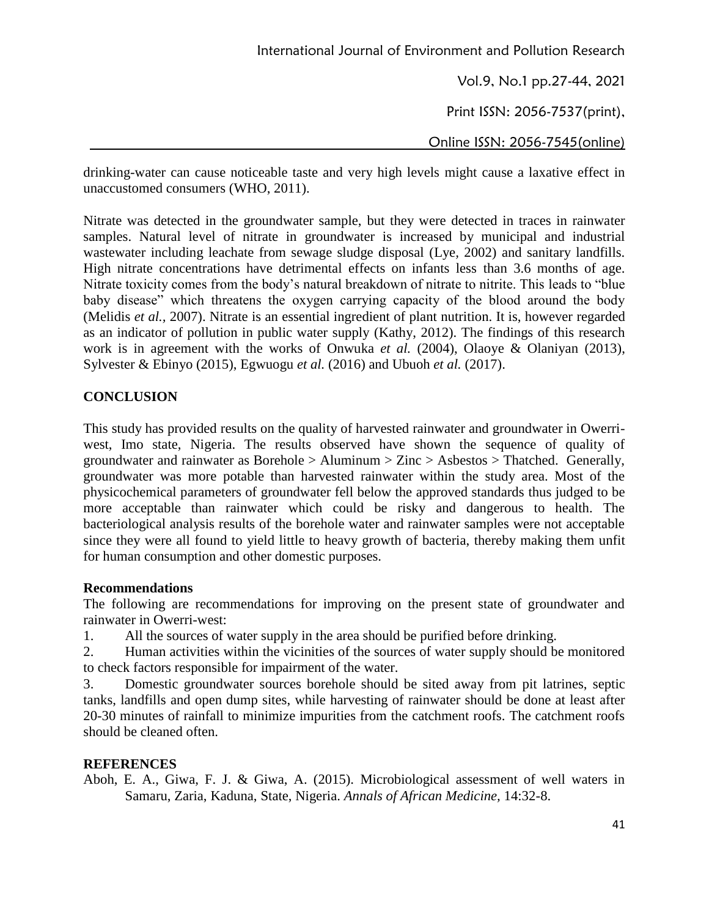drinking-water can cause noticeable taste and very high levels might cause a laxative effect in unaccustomed consumers (WHO, 2011).

Nitrate was detected in the groundwater sample, but they were detected in traces in rainwater samples. Natural level of nitrate in groundwater is increased by municipal and industrial wastewater including leachate from sewage sludge disposal (Lye, 2002) and sanitary landfills. High nitrate concentrations have detrimental effects on infants less than 3.6 months of age. Nitrate toxicity comes from the body's natural breakdown of nitrate to nitrite. This leads to "blue baby disease" which threatens the oxygen carrying capacity of the blood around the body (Melidis *et al.,* 2007). Nitrate is an essential ingredient of plant nutrition. It is, however regarded as an indicator of pollution in public water supply (Kathy, 2012). The findings of this research work is in agreement with the works of Onwuka *et al.* (2004), Olaoye & Olaniyan (2013), Sylvester & Ebinyo (2015), Egwuogu *et al.* (2016) and Ubuoh *et al.* (2017).

## CONCLUSION

This study has provided results on the quality of harvested rainwater and groundwater in Owerri-west, Imo state, Nigeria. The results observed have shown the sequence of quality of groundwater and rainwater as Borehole > Aluminum > Zinc > Asbestos > Thatched. Generally, groundwater was more potable than harvested rainwater within the study area. Most of the physicochemical parameters of groundwater fell below the approved standards thus judged to be more acceptable than rainwater which could be risky and dangerous to health. The bacteriological analysis results of the borehole water and rainwater samples were not acceptable since they were all found to yield little to heavy growth of bacteria, thereby making them unfit for human consumption and other domestic purposes.

### Recommendations

The following are recommendations for improving on the present state of groundwater and rainwater in Owerri-west:

1. All the sources of water supply in the area should be purified before drinking.
2. Human activities within the vicinities of the sources of water supply should be monitored to check factors responsible for impairment of the water.
3. Domestic groundwater sources borehole should be sited away from pit latrines, septic tanks, landfills and open dump sites, while harvesting of rainwater should be done at least after 20-30 minutes of rainfall to minimize impurities from the catchment roofs. The catchment roofs should be cleaned often.

## REFERENCES

Aboh, E. A., Giwa, F. J. & Giwa, A. (2015). Microbiological assessment of well waters in Samaru, Zaria, Kaduna, State, Nigeria. *Annals of African Medicine,* 14:32-8.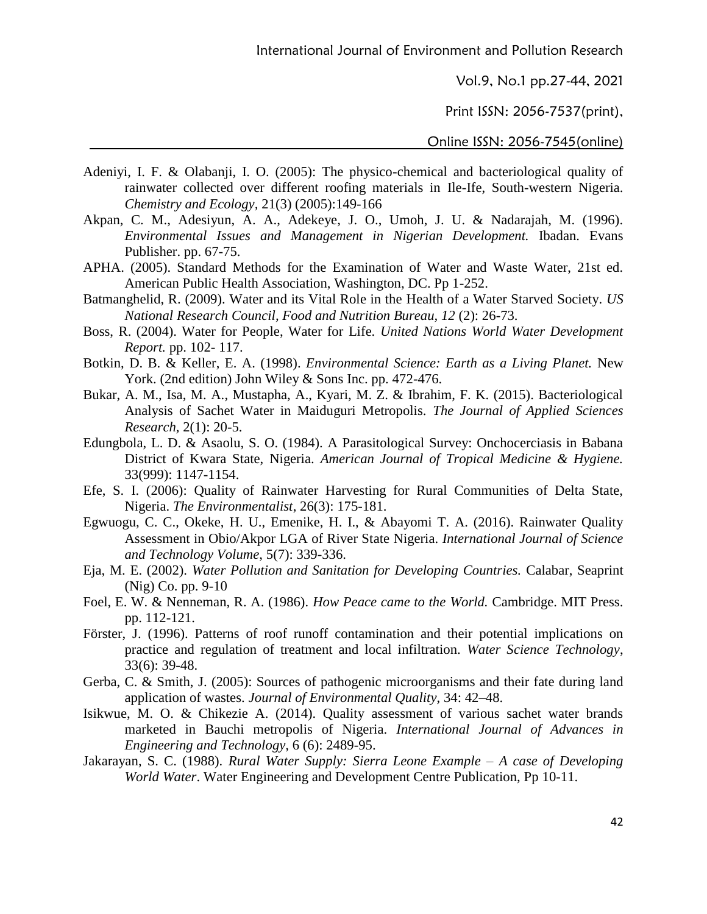Adeniyi, I. F. & Olabanji, I. O. (2005): The physico-chemical and bacteriological quality of rainwater collected over different roofing materials in Ile-Ife, South-western Nigeria. *Chemistry and Ecology*, 21(3) (2005):149-166

Akpan, C. M., Adesiyun, A. A., Adekeye, J. O., Umoh, J. U. & Nadarajah, M. (1996). *Environmental Issues and Management in Nigerian Development.* Ibadan. Evans Publisher. pp. 67-75.

APHA. (2005). Standard Methods for the Examination of Water and Waste Water, 21st ed. American Public Health Association, Washington, DC. Pp 1-252.

Batmanghelid, R. (2009). Water and its Vital Role in the Health of a Water Starved Society. *US National Research Council, Food and Nutrition Bureau, 12* (2): 26-73.

Boss, R. (2004). Water for People, Water for Life. *United Nations World Water Development Report.* pp. 102- 117.

Botkin, D. B. & Keller, E. A. (1998). *Environmental Science: Earth as a Living Planet.* New York. (2nd edition) John Wiley & Sons Inc. pp. 472-476.

Bukar, A. M., Isa, M. A., Mustapha, A., Kyari, M. Z. & Ibrahim, F. K. (2015). Bacteriological Analysis of Sachet Water in Maiduguri Metropolis. *The Journal of Applied Sciences Research*, 2(1): 20-5.

Edungbola, L. D. & Asaolu, S. O. (1984). A Parasitological Survey: Onchocerciasis in Babana District of Kwara State, Nigeria. *American Journal of Tropical Medicine & Hygiene.* 33(999): 1147-1154.

Efe, S. I. (2006): Quality of Rainwater Harvesting for Rural Communities of Delta State, Nigeria. *The Environmentalist*, 26(3): 175-181.

Egwuogu, C. C., Okeke, H. U., Emenike, H. I., & Abayomi T. A. (2016). Rainwater Quality Assessment in Obio/Akpor LGA of River State Nigeria. *International Journal of Science and Technology Volume*, 5(7): 339-336.

Eja, M. E. (2002). *Water Pollution and Sanitation for Developing Countries.* Calabar, Seaprint (Nig) Co. pp. 9-10

Foel, E. W. & Nenneman, R. A. (1986). *How Peace came to the World.* Cambridge. MIT Press. pp. 112-121.

Förster, J. (1996). Patterns of roof runoff contamination and their potential implications on practice and regulation of treatment and local infiltration. *Water Science Technology*, 33(6): 39-48.

Gerba, C. & Smith, J. (2005): Sources of pathogenic microorganisms and their fate during land application of wastes. *Journal of Environmental Quality*, 34: 42–48.

Isikwue, M. O. & Chikezie A. (2014). Quality assessment of various sachet water brands marketed in Bauchi metropolis of Nigeria. *International Journal of Advances in Engineering and Technology*, 6 (6): 2489-95.

Jakarayan, S. C. (1988). *Rural Water Supply: Sierra Leone Example – A case of Developing World Water*. Water Engineering and Development Centre Publication, Pp 10-11.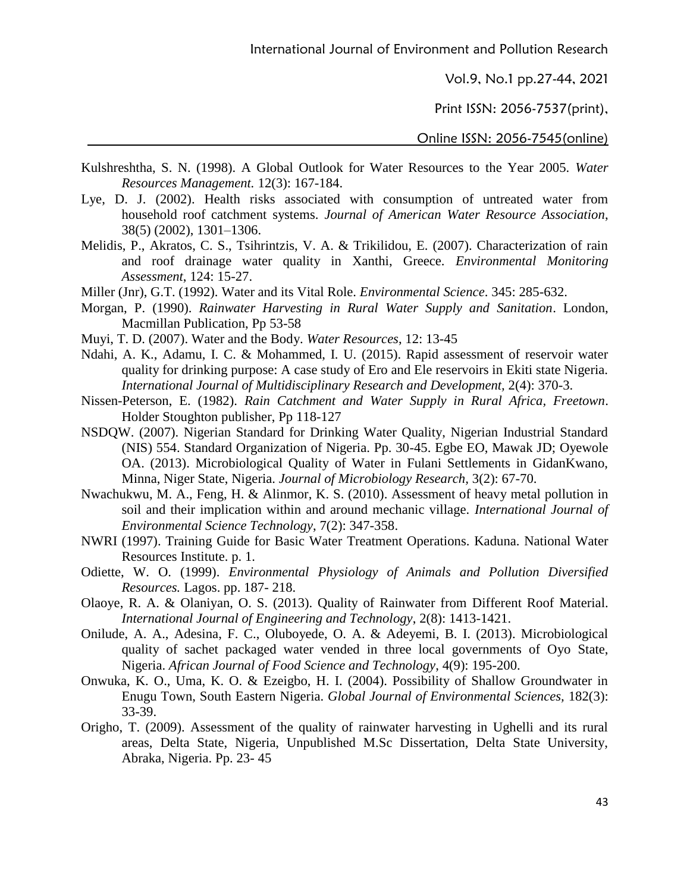Kulshreshtha, S. N. (1998). A Global Outlook for Water Resources to the Year 2005. *Water Resources Management.* 12(3): 167-184.

Lye, D. J. (2002). Health risks associated with consumption of untreated water from household roof catchment systems. *Journal of American Water Resource Association*, 38(5) (2002), 1301–1306.

Melidis, P., Akratos, C. S., Tsihrintzis, V. A. & Trikilidou, E. (2007). Characterization of rain and roof drainage water quality in Xanthi, Greece. *Environmental Monitoring Assessment*, 124: 15-27.

Miller (Jnr), G.T. (1992). Water and its Vital Role. *Environmental Science*. 345: 285-632.

Morgan, P. (1990). *Rainwater Harvesting in Rural Water Supply and Sanitation*. London, Macmillan Publication, Pp 53-58

Muyi, T. D. (2007). Water and the Body. *Water Resources*, 12: 13-45

Ndahi, A. K., Adamu, I. C. & Mohammed, I. U. (2015). Rapid assessment of reservoir water quality for drinking purpose: A case study of Ero and Ele reservoirs in Ekiti state Nigeria. *International Journal of Multidisciplinary Research and Development,* 2(4): 370-3.

Nissen-Peterson, E. (1982). *Rain Catchment and Water Supply in Rural Africa, Freetown*. Holder Stoughton publisher, Pp 118-127

NSDQW. (2007). Nigerian Standard for Drinking Water Quality, Nigerian Industrial Standard (NIS) 554. Standard Organization of Nigeria. Pp. 30-45. Egbe EO, Mawak JD; Oyewole OA. (2013). Microbiological Quality of Water in Fulani Settlements in GidanKwano, Minna, Niger State, Nigeria. *Journal of Microbiology Research*, 3(2): 67-70.

Nwachukwu, M. A., Feng, H. & Alinmor, K. S. (2010). Assessment of heavy metal pollution in soil and their implication within and around mechanic village. *International Journal of Environmental Science Technology*, 7(2): 347-358.

NWRI (1997). Training Guide for Basic Water Treatment Operations. Kaduna. National Water Resources Institute. p. 1.

Odiette, W. O. (1999). *Environmental Physiology of Animals and Pollution Diversified Resources.* Lagos. pp. 187- 218.

Olaoye, R. A. & Olaniyan, O. S. (2013). Quality of Rainwater from Different Roof Material. *International Journal of Engineering and Technology*, 2(8): 1413-1421.

Onilude, A. A., Adesina, F. C., Oluboyede, O. A. & Adeyemi, B. I. (2013). Microbiological quality of sachet packaged water vended in three local governments of Oyo State, Nigeria. *African Journal of Food Science and Technology*, 4(9): 195-200.

Onwuka, K. O., Uma, K. O. & Ezeigbo, H. I. (2004). Possibility of Shallow Groundwater in Enugu Town, South Eastern Nigeria. *Global Journal of Environmental Sciences,* 182(3): 33-39.

Origho, T. (2009). Assessment of the quality of rainwater harvesting in Ughelli and its rural areas, Delta State, Nigeria, Unpublished M.Sc Dissertation, Delta State University, Abraka, Nigeria. Pp. 23- 45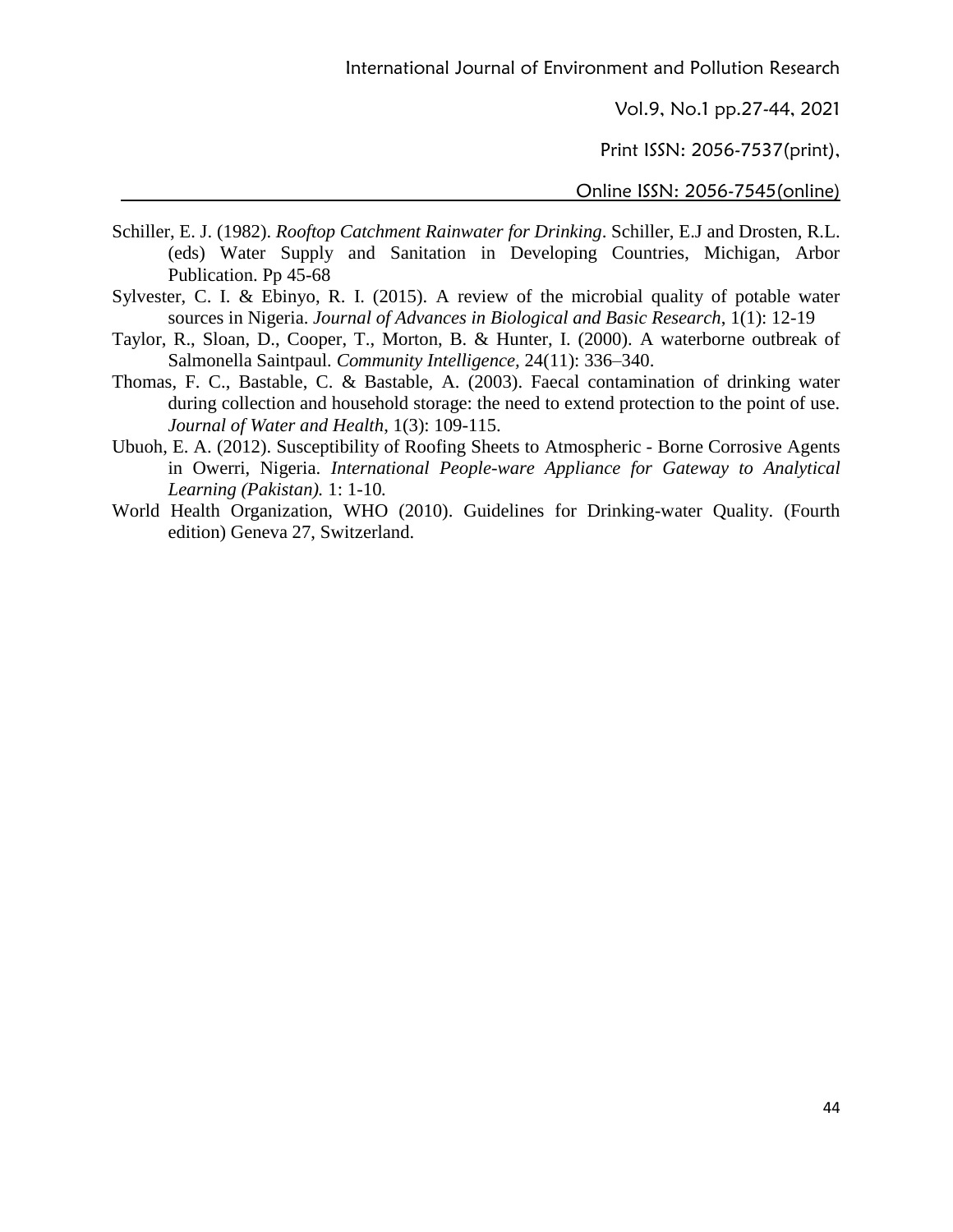Schiller, E. J. (1982). *Rooftop Catchment Rainwater for Drinking*. Schiller, E.J and Drosten, R.L. (eds) Water Supply and Sanitation in Developing Countries, Michigan, Arbor Publication. Pp 45-68

Sylvester, C. I. & Ebinyo, R. I. (2015). A review of the microbial quality of potable water sources in Nigeria. *Journal of Advances in Biological and Basic Research*, 1(1): 12-19

Taylor, R., Sloan, D., Cooper, T., Morton, B. & Hunter, I. (2000). A waterborne outbreak of Salmonella Saintpaul. *Community Intelligence*, 24(11): 336–340.

Thomas, F. C., Bastable, C. & Bastable, A. (2003). Faecal contamination of drinking water during collection and household storage: the need to extend protection to the point of use. *Journal of Water and Health*, 1(3): 109-115.

Ubuoh, E. A. (2012). Susceptibility of Roofing Sheets to Atmospheric - Borne Corrosive Agents in Owerri, Nigeria. *International People-ware Appliance for Gateway to Analytical Learning (Pakistan).* 1: 1-10*.*

World Health Organization, WHO (2010). Guidelines for Drinking-water Quality. (Fourth edition) Geneva 27, Switzerland.